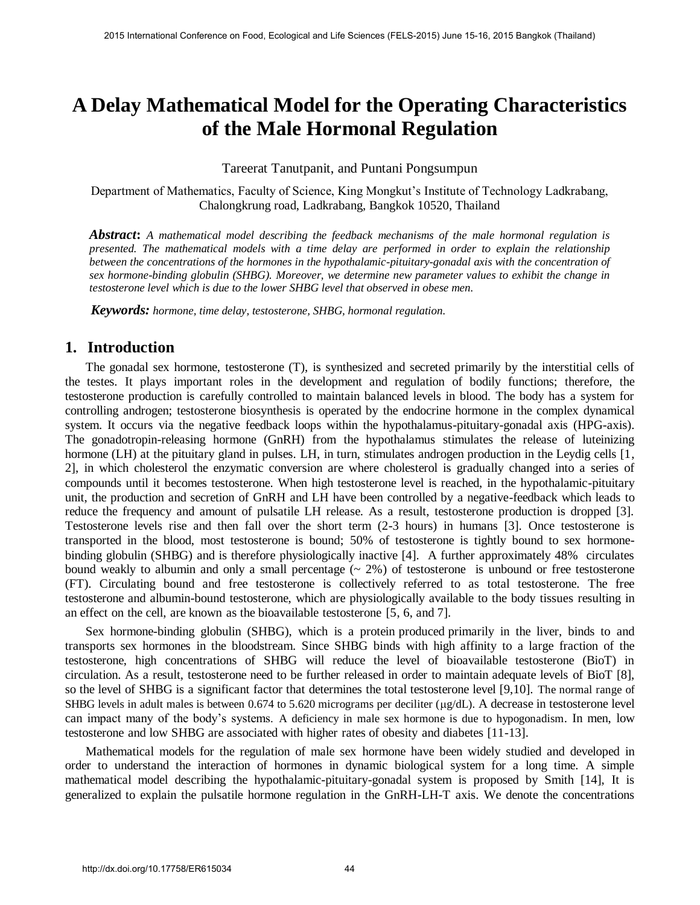# A Delay Mathematical Model for the Operating Characteristics of the Male Hormonal Regulation

Tareerat Tanutpanit, and Puntani Pongsumpun

Department of Mathematics, Faculty of Science, King Mongkut's Institute of Technology Ladkrabang, Chalongkrung road, Ladkrabang, Bangkok 10520, Thailand

***Abstract*:** *A mathematical model describing the feedback mechanisms of the male hormonal regulation is presented. The mathematical models with a time delay are performed in order to explain the relationship between the concentrations of the hormones in the hypothalamic-pituitary-gonadal axis with the concentration of sex hormone-binding globulin (SHBG). Moreover, we determine new parameter values to exhibit the change in testosterone level which is due to the lower SHBG level that observed in obese men.*

***Keywords:*** *hormone, time delay, testosterone, SHBG, hormonal regulation.*

## 1. Introduction

The gonadal sex hormone, testosterone (T), is synthesized and secreted primarily by the interstitial cells of the testes. It plays important roles in the development and regulation of bodily functions; therefore, the testosterone production is carefully controlled to maintain balanced levels in blood. The body has a system for controlling androgen; testosterone biosynthesis is operated by the endocrine hormone in the complex dynamical system. It occurs via the negative feedback loops within the hypothalamus-pituitary-gonadal axis (HPG-axis). The gonadotropin-releasing hormone (GnRH) from the hypothalamus stimulates the release of luteinizing hormone (LH) at the pituitary gland in pulses. LH, in turn, stimulates androgen production in the Leydig cells [1, 2], in which cholesterol the enzymatic conversion are where cholesterol is gradually changed into a series of compounds until it becomes testosterone. When high testosterone level is reached, in the hypothalamic-pituitary unit, the production and secretion of GnRH and LH have been controlled by a negative-feedback which leads to reduce the frequency and amount of pulsatile LH release. As a result, testosterone production is dropped [3]. Testosterone levels rise and then fall over the short term (2-3 hours) in humans [3]. Once testosterone is transported in the blood, most testosterone is bound; 50% of testosterone is tightly bound to sex hormone-binding globulin (SHBG) and is therefore physiologically inactive [4]. A further approximately 48% circulates bound weakly to albumin and only a small percentage (~ 2%) of testosterone is unbound or free testosterone (FT). Circulating bound and free testosterone is collectively referred to as total testosterone. The free testosterone and albumin-bound testosterone, which are physiologically available to the body tissues resulting in an effect on the cell, are known as the bioavailable testosterone [5, 6, and 7].

Sex hormone-binding globulin (SHBG), which is a protein produced primarily in the liver, binds to and transports sex hormones in the bloodstream. Since SHBG binds with high affinity to a large fraction of the testosterone, high concentrations of SHBG will reduce the level of bioavailable testosterone (BioT) in circulation. As a result, testosterone need to be further released in order to maintain adequate levels of BioT [8], so the level of SHBG is a significant factor that determines the total testosterone level [9,10]. The normal range of SHBG levels in adult males is between 0.674 to 5.620 micrograms per deciliter ($\mu$g/dL). A decrease in testosterone level can impact many of the body's systems. A deficiency in male sex hormone is due to hypogonadism. In men, low testosterone and low SHBG are associated with higher rates of obesity and diabetes [11-13].

Mathematical models for the regulation of male sex hormone have been widely studied and developed in order to understand the interaction of hormones in dynamic biological system for a long time. A simple mathematical model describing the hypothalamic-pituitary-gonadal system is proposed by Smith [14], It is generalized to explain the pulsatile hormone regulation in the GnRH-LH-T axis. We denote the concentrations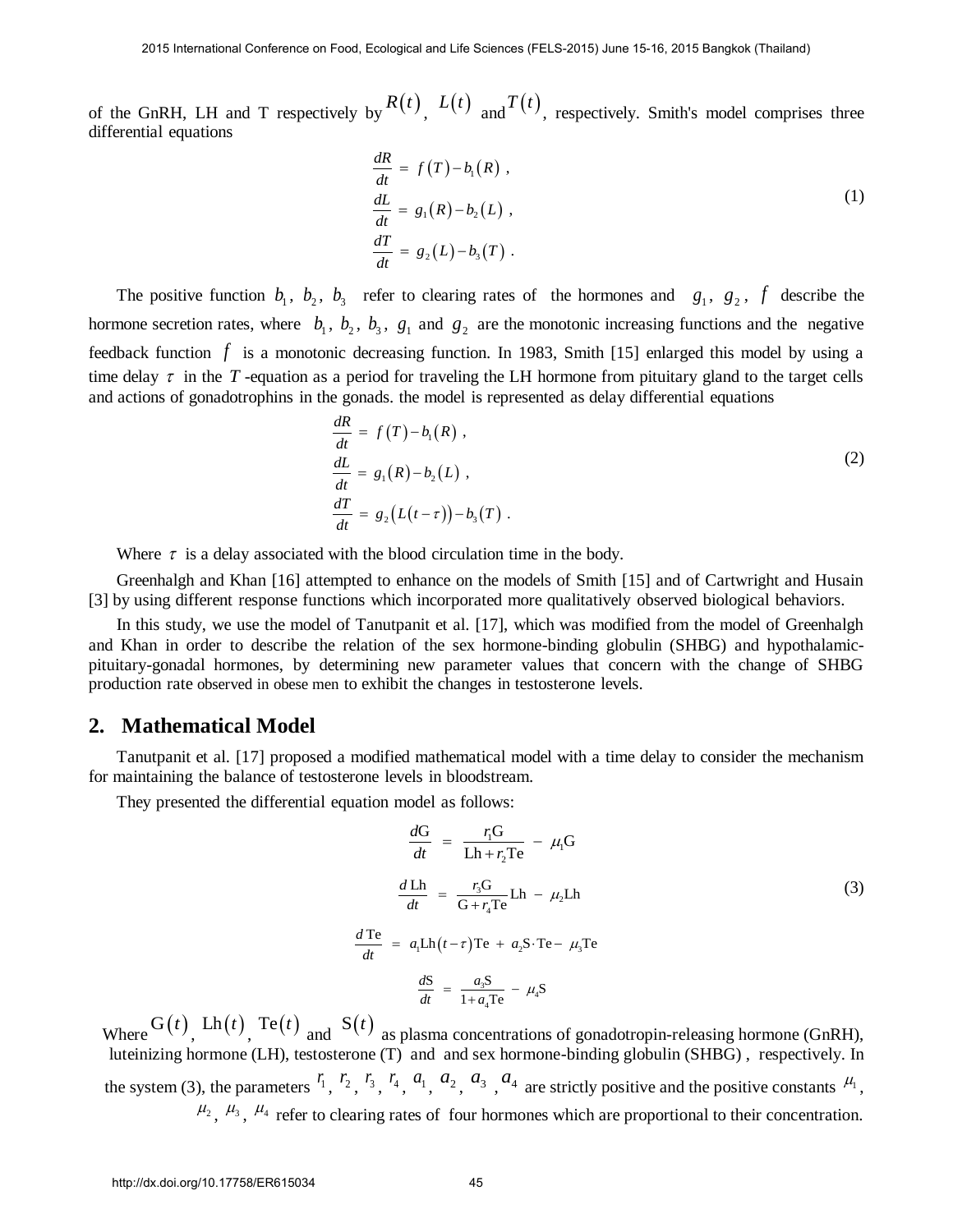of the GnRH, LH and T respectively by $R(t)$, $L(t)$ and $T(t)$, respectively. Smith's model comprises three differential equations

$$
\begin{aligned}
\frac{dR}{dt} &= f(T) - b_1(R) , \\
\frac{dL}{dt} &= g_1(R) - b_2(L) , \\
\frac{dT}{dt} &= g_2(L) - b_3(T) .
\end{aligned}
\tag{1}
$$

The positive function $b_1,\ b_2,\ b_3$ refer to clearing rates of the hormones and $g_1,\ g_2,\ f$ describe the hormone secretion rates, where $b_1,\ b_2,\ b_3,\ g_1$ and $g_2$ are the monotonic increasing functions and the negative feedback function $f$ is a monotonic decreasing function. In 1983, Smith [15] enlarged this model by using a time delay $\tau$ in the $T$-equation as a period for traveling the LH hormone from pituitary gland to the target cells and actions of gonadotrophins in the gonads. the model is represented as delay differential equations

$$
\begin{aligned}
\frac{dR}{dt} &= f(T) - b_1(R) , \\
\frac{dL}{dt} &= g_1(R) - b_2(L) , \\
\frac{dT}{dt} &= g_2(L(t-\tau)) - b_3(T) .
\end{aligned}
\tag{2}
$$

Where $\tau$ is a delay associated with the blood circulation time in the body.

Greenhalgh and Khan [16] attempted to enhance on the models of Smith [15] and of Cartwright and Husain [3] by using different response functions which incorporated more qualitatively observed biological behaviors.

In this study, we use the model of Tanutpanit et al. [17], which was modified from the model of Greenhalgh and Khan in order to describe the relation of the sex hormone-binding globulin (SHBG) and hypothalamic-pituitary-gonadal hormones, by determining new parameter values that concern with the change of SHBG production rate observed in obese men to exhibit the changes in testosterone levels.

## 2. Mathematical Model

Tanutpanit et al. [17] proposed a modified mathematical model with a time delay to consider the mechanism for maintaining the balance of testosterone levels in bloodstream.

They presented the differential equation model as follows:

$$
\begin{aligned}
\frac{d\mathrm{G}}{dt} &= \frac{r_1\mathrm{G}}{\mathrm{Lh} + r_2\mathrm{Te}} - \mu_1\mathrm{G} \\
\frac{d\,\mathrm{Lh}}{dt} &= \frac{r_3\mathrm{G}}{\mathrm{G} + r_4\mathrm{Te}}\mathrm{Lh} - \mu_2\mathrm{Lh} \\
\frac{d\,\mathrm{Te}}{dt} &= a_1\mathrm{Lh}(t-\tau)\mathrm{Te} + a_2\mathrm{S}\cdot\mathrm{Te} - \mu_3\mathrm{Te} \\
\frac{d\mathrm{S}}{dt} &= \frac{a_3\mathrm{S}}{1 + a_4\mathrm{Te}} - \mu_4\mathrm{S}
\end{aligned}
\tag{3}
$$

Where $\mathrm{G}(t)$, $\mathrm{Lh}(t)$, $\mathrm{Te}(t)$ and $\mathrm{S}(t)$ as plasma concentrations of gonadotropin-releasing hormone (GnRH), luteinizing hormone (LH), testosterone (T) and and sex hormone-binding globulin (SHBG) , respectively. In the system (3), the parameters $r_1$, $r_2$, $r_3$, $r_4$, $a_1$, $a_2$, $a_3$, $a_4$ are strictly positive and the positive constants $\mu_1$, $\mu_2$, $\mu_3$, $\mu_4$ refer to clearing rates of four hormones which are proportional to their concentration.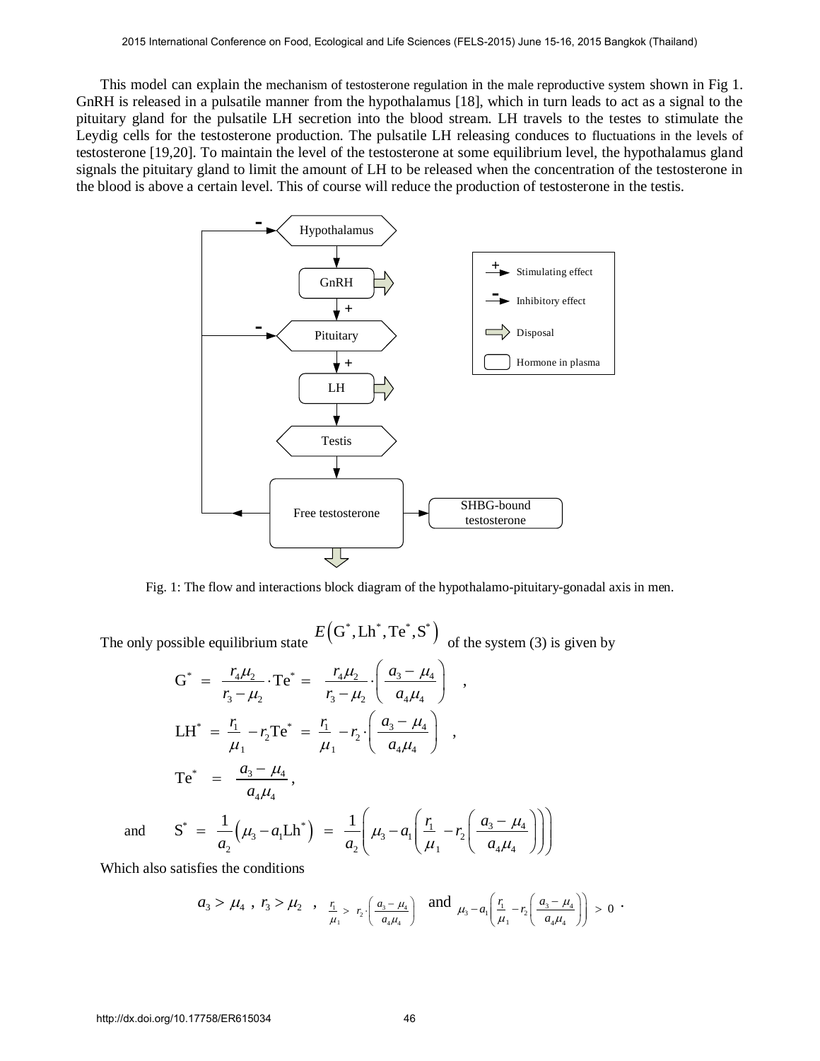This model can explain the mechanism of testosterone regulation in the male reproductive system shown in Fig 1. GnRH is released in a pulsatile manner from the hypothalamus [18], which in turn leads to act as a signal to the pituitary gland for the pulsatile LH secretion into the blood stream. LH travels to the testes to stimulate the Leydig cells for the testosterone production. The pulsatile LH releasing conduces to fluctuations in the levels of testosterone [19,20]. To maintain the level of the testosterone at some equilibrium level, the hypothalamus gland signals the pituitary gland to limit the amount of LH to be released when the concentration of the testosterone in the blood is above a certain level. This of course will reduce the production of testosterone in the testis.

Fig. 1: The flow and interactions block diagram of the hypothalamo-pituitary-gonadal axis in men.

The only possible equilibrium state $E\left(\mathrm{G}^*, \mathrm{Lh}^*, \mathrm{Te}^*, \mathrm{S}^*\right)$ of the system (3) is given by

$$\mathrm{G}^* = \frac{r_4\mu_2}{r_3-\mu_2}\cdot\mathrm{Te}^* = \frac{r_4\mu_2}{r_3-\mu_2}\cdot\left(\frac{a_3-\mu_4}{a_4\mu_4}\right),$$

$$\mathrm{LH}^* = \frac{r_1}{\mu_1} - r_2\mathrm{Te}^* = \frac{r_1}{\mu_1} - r_2\cdot\left(\frac{a_3-\mu_4}{a_4\mu_4}\right),$$

$$\mathrm{Te}^* = \frac{a_3-\mu_4}{a_4\mu_4},$$

and

$$\mathrm{S}^* = \frac{1}{a_2}\left(\mu_3 - a_1\mathrm{Lh}^*\right) = \frac{1}{a_2}\left(\mu_3 - a_1\left(\frac{r_1}{\mu_1} - r_2\left(\frac{a_3-\mu_4}{a_4\mu_4}\right)\right)\right)$$

Which also satisfies the conditions

$$a_3 > \mu_4\ ,\ r_3 > \mu_2\ ,\ \frac{r_1}{\mu_1} > r_2\cdot\left(\frac{a_3-\mu_4}{a_4\mu_4}\right) \text{ and } \mu_3 - a_1\left(\frac{r_1}{\mu_1} - r_2\left(\frac{a_3-\mu_4}{a_4\mu_4}\right)\right) > 0\ .$$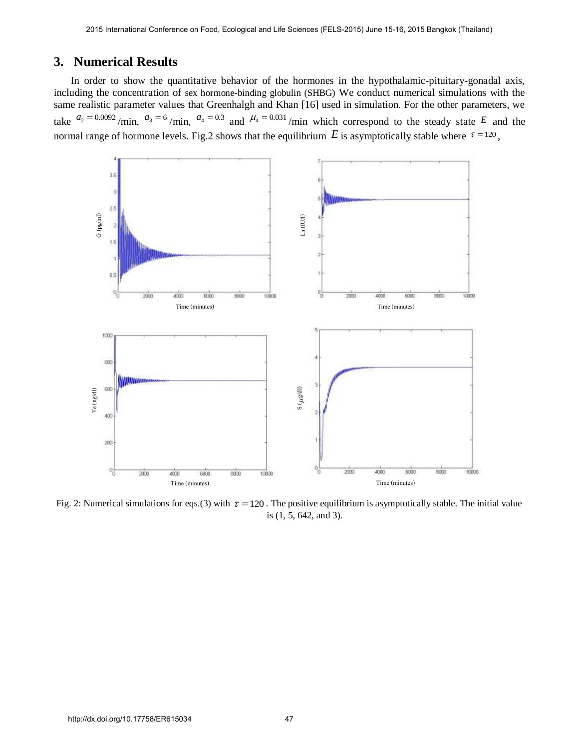## 3. Numerical Results

In order to show the quantitative behavior of the hormones in the hypothalamic-pituitary-gonadal axis, including the concentration of sex hormone-binding globulin (SHBG) We conduct numerical simulations with the same realistic parameter values that Greenhalgh and Khan [16] used in simulation. For the other parameters, we take $a_2 = 0.0092$ /min, $a_3 = 6$ /min, $a_4 = 0.3$ and $\mu_4 = 0.031$ /min which correspond to the steady state $E$ and the normal range of hormone levels. Fig.2 shows that the equilibrium $E$ is asymptotically stable where $\tau = 120$,

Fig. 2: Numerical simulations for eqs.(3) with $\tau = 120$. The positive equilibrium is asymptotically stable. The initial value is (1, 5, 642, and 3).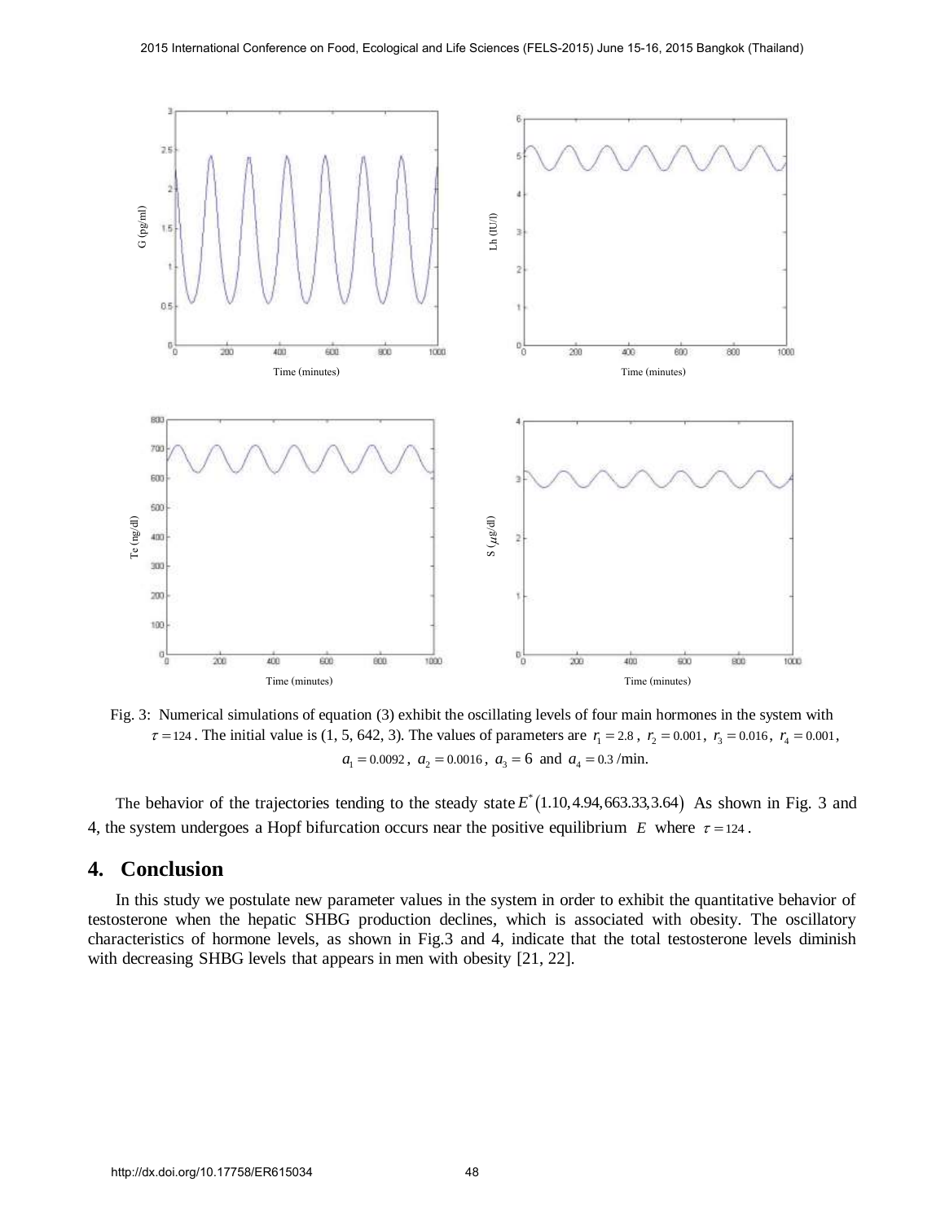Fig. 3: Numerical simulations of equation (3) exhibit the oscillating levels of four main hormones in the system with $\tau = 124$. The initial value is (1, 5, 642, 3). The values of parameters are $r_1 = 2.8$, $r_2 = 0.001$, $r_3 = 0.016$, $r_4 = 0.001$, $a_1 = 0.0092$, $a_2 = 0.0016$, $a_3 = 6$ and $a_4 = 0.3$ /min.

The behavior of the trajectories tending to the steady state $E^*(1.10, 4.94, 663.33, 3.64)$ As shown in Fig. 3 and 4, the system undergoes a Hopf bifurcation occurs near the positive equilibrium $E$ where $\tau = 124$.

## 4. Conclusion

In this study we postulate new parameter values in the system in order to exhibit the quantitative behavior of testosterone when the hepatic SHBG production declines, which is associated with obesity. The oscillatory characteristics of hormone levels, as shown in Fig.3 and 4, indicate that the total testosterone levels diminish with decreasing SHBG levels that appears in men with obesity [21, 22].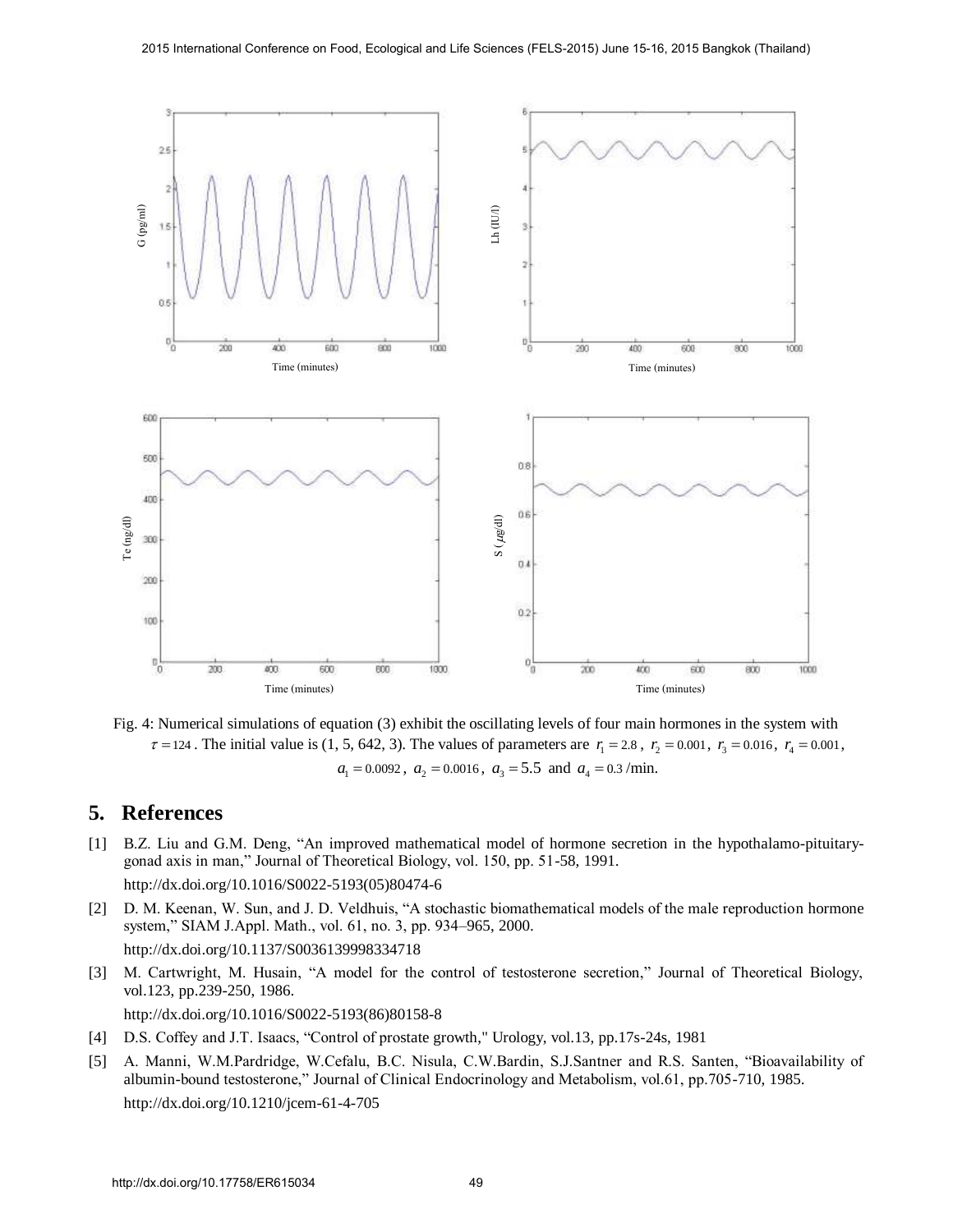Fig. 4: Numerical simulations of equation (3) exhibit the oscillating levels of four main hormones in the system with $\tau = 124$. The initial value is (1, 5, 642, 3). The values of parameters are $r_1 = 2.8$, $r_2 = 0.001$, $r_3 = 0.016$, $r_4 = 0.001$, $a_1 = 0.0092$, $a_2 = 0.0016$, $a_3 = 5.5$ and $a_4 = 0.3$ /min.

## 5. References

[1] B.Z. Liu and G.M. Deng, "An improved mathematical model of hormone secretion in the hypothalamo-pituitary-gonad axis in man," Journal of Theoretical Biology, vol. 150, pp. 51-58, 1991. http://dx.doi.org/10.1016/S0022-5193(05)80474-6

[2] D. M. Keenan, W. Sun, and J. D. Veldhuis, "A stochastic biomathematical models of the male reproduction hormone system," SIAM J.Appl. Math., vol. 61, no. 3, pp. 934–965, 2000. http://dx.doi.org/10.1137/S0036139998334718

[3] M. Cartwright, M. Husain, "A model for the control of testosterone secretion," Journal of Theoretical Biology, vol.123, pp.239-250, 1986. http://dx.doi.org/10.1016/S0022-5193(86)80158-8

[4] D.S. Coffey and J.T. Isaacs, "Control of prostate growth," Urology, vol.13, pp.17s-24s, 1981

[5] A. Manni, W.M.Pardridge, W.Cefalu, B.C. Nisula, C.W.Bardin, S.J.Santner and R.S. Santen, "Bioavailability of albumin-bound testosterone," Journal of Clinical Endocrinology and Metabolism, vol.61, pp.705-710, 1985. http://dx.doi.org/10.1210/jcem-61-4-705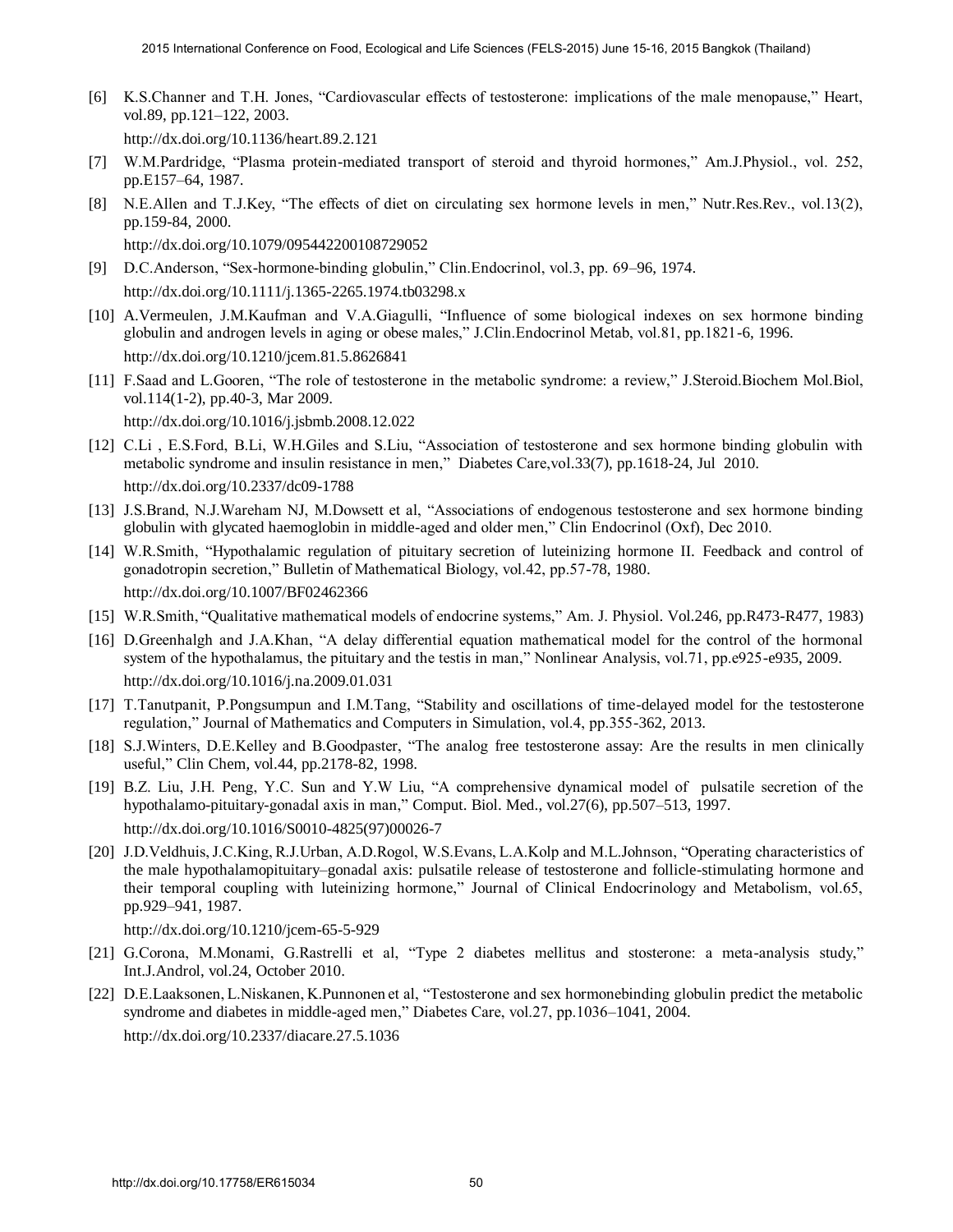[6] K.S.Channer and T.H. Jones, "Cardiovascular effects of testosterone: implications of the male menopause," Heart, vol.89, pp.121–122, 2003.

http://dx.doi.org/10.1136/heart.89.2.121

[7] W.M.Pardridge, "Plasma protein-mediated transport of steroid and thyroid hormones," Am.J.Physiol., vol. 252, pp.E157–64, 1987.

[8] N.E.Allen and T.J.Key, "The effects of diet on circulating sex hormone levels in men," Nutr.Res.Rev., vol.13(2), pp.159-84, 2000.

http://dx.doi.org/10.1079/095442200108729052

[9] D.C.Anderson, "Sex-hormone-binding globulin," Clin.Endocrinol, vol.3, pp. 69–96, 1974.

http://dx.doi.org/10.1111/j.1365-2265.1974.tb03298.x

[10] A.Vermeulen, J.M.Kaufman and V.A.Giagulli, "Influence of some biological indexes on sex hormone binding globulin and androgen levels in aging or obese males," J.Clin.Endocrinol Metab, vol.81, pp.1821-6, 1996.

http://dx.doi.org/10.1210/jcem.81.5.8626841

[11] F.Saad and L.Gooren, "The role of testosterone in the metabolic syndrome: a review," J.Steroid.Biochem Mol.Biol, vol.114(1-2), pp.40-3, Mar 2009.

http://dx.doi.org/10.1016/j.jsbmb.2008.12.022

[12] C.Li , E.S.Ford, B.Li, W.H.Giles and S.Liu, "Association of testosterone and sex hormone binding globulin with metabolic syndrome and insulin resistance in men," Diabetes Care,vol.33(7), pp.1618-24, Jul 2010.

http://dx.doi.org/10.2337/dc09-1788

[13] J.S.Brand, N.J.Wareham NJ, M.Dowsett et al, "Associations of endogenous testosterone and sex hormone binding globulin with glycated haemoglobin in middle-aged and older men," Clin Endocrinol (Oxf), Dec 2010.

[14] W.R.Smith, "Hypothalamic regulation of pituitary secretion of luteinizing hormone II. Feedback and control of gonadotropin secretion," Bulletin of Mathematical Biology, vol.42, pp.57-78, 1980.

http://dx.doi.org/10.1007/BF02462366

[15] W.R.Smith, "Qualitative mathematical models of endocrine systems," Am. J. Physiol. Vol.246, pp.R473-R477, 1983)

[16] D.Greenhalgh and J.A.Khan, "A delay differential equation mathematical model for the control of the hormonal system of the hypothalamus, the pituitary and the testis in man," Nonlinear Analysis, vol.71, pp.e925-e935, 2009.

http://dx.doi.org/10.1016/j.na.2009.01.031

[17] T.Tanutpanit, P.Pongsumpun and I.M.Tang, "Stability and oscillations of time-delayed model for the testosterone regulation," Journal of Mathematics and Computers in Simulation, vol.4, pp.355-362, 2013.

[18] S.J.Winters, D.E.Kelley and B.Goodpaster, "The analog free testosterone assay: Are the results in men clinically useful," Clin Chem, vol.44, pp.2178-82, 1998.

[19] B.Z. Liu, J.H. Peng, Y.C. Sun and Y.W Liu, "A comprehensive dynamical model of pulsatile secretion of the hypothalamo-pituitary-gonadal axis in man," Comput. Biol. Med., vol.27(6), pp.507–513, 1997.

http://dx.doi.org/10.1016/S0010-4825(97)00026-7

[20] J.D.Veldhuis, J.C.King, R.J.Urban, A.D.Rogol, W.S.Evans, L.A.Kolp and M.L.Johnson, "Operating characteristics of the male hypothalamopituitary–gonadal axis: pulsatile release of testosterone and follicle-stimulating hormone and their temporal coupling with luteinizing hormone," Journal of Clinical Endocrinology and Metabolism, vol.65, pp.929–941, 1987.

http://dx.doi.org/10.1210/jcem-65-5-929

[21] G.Corona, M.Monami, G.Rastrelli et al, "Type 2 diabetes mellitus and stosterone: a meta-analysis study," Int.J.Androl, vol.24, October 2010.

[22] D.E.Laaksonen, L.Niskanen, K.Punnonen et al, "Testosterone and sex hormonebinding globulin predict the metabolic syndrome and diabetes in middle-aged men," Diabetes Care, vol.27, pp.1036–1041, 2004.

http://dx.doi.org/10.2337/diacare.27.5.1036